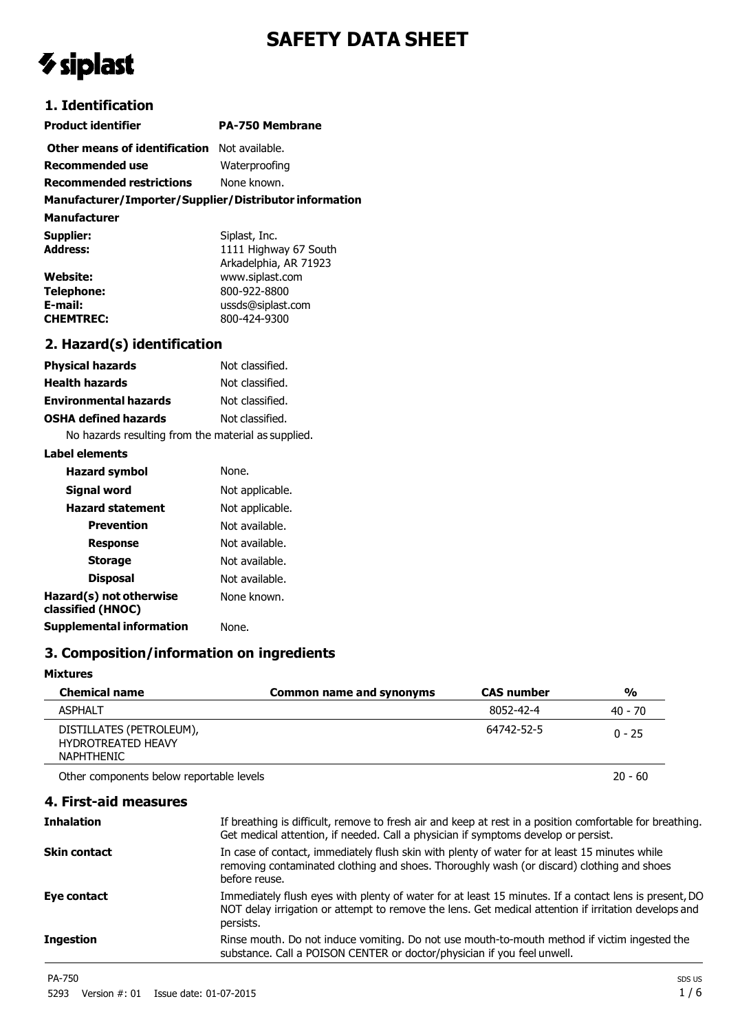# SAFETY DATA SHEET

siplast

## 1. Identification

| | |
|---|---|
| **Product identifier** | **PA-750 Membrane** |
| **Other means of identification** | Not available. |
| **Recommended use** | Waterproofing |
| **Recommended restrictions** | None known. |

**Manufacturer/Importer/Supplier/Distributor information**

**Manufacturer**

| | |
|---|---|
| **Supplier:** | Siplast, Inc. |
| **Address:** | 1111 Highway 67 South<br>Arkadelphia, AR 71923 |
| **Website:** | www.siplast.com |
| **Telephone:** | 800-922-8800 |
| **E-mail:** | ussds@siplast.com |
| **CHEMTREC:** | 800-424-9300 |

## 2. Hazard(s) identification

| | |
|---|---|
| **Physical hazards** | Not classified. |
| **Health hazards** | Not classified. |
| **Environmental hazards** | Not classified. |
| **OSHA defined hazards** | Not classified. |

No hazards resulting from the material as supplied.

**Label elements**

| | |
|---|---|
| **Hazard symbol** | None. |
| **Signal word** | Not applicable. |
| **Hazard statement** | Not applicable. |
| **Prevention** | Not available. |
| **Response** | Not available. |
| **Storage** | Not available. |
| **Disposal** | Not available. |
| **Hazard(s) not otherwise classified (HNOC)** | None known. |
| **Supplemental information** | None. |

## 3. Composition/information on ingredients

**Mixtures**

| Chemical name | Common name and synonyms | CAS number | % |
|---|---|---|---|
| ASPHALT | | 8052-42-4 | 40 - 70 |
| DISTILLATES (PETROLEUM), HYDROTREATED HEAVY NAPHTHENIC | | 64742-52-5 | 0 - 25 |
| Other components below reportable levels | | | 20 - 60 |

## 4. First-aid measures

| | |
|---|---|
| **Inhalation** | If breathing is difficult, remove to fresh air and keep at rest in a position comfortable for breathing. Get medical attention, if needed. Call a physician if symptoms develop or persist. |
| **Skin contact** | In case of contact, immediately flush skin with plenty of water for at least 15 minutes while removing contaminated clothing and shoes. Thoroughly wash (or discard) clothing and shoes before reuse. |
| **Eye contact** | Immediately flush eyes with plenty of water for at least 15 minutes. If a contact lens is present, DO NOT delay irrigation or attempt to remove the lens. Get medical attention if irritation develops and persists. |
| **Ingestion** | Rinse mouth. Do not induce vomiting. Do not use mouth-to-mouth method if victim ingested the substance. Call a POISON CENTER or doctor/physician if you feel unwell. |

PA-750
5293 Version #: 01 Issue date: 01-07-2015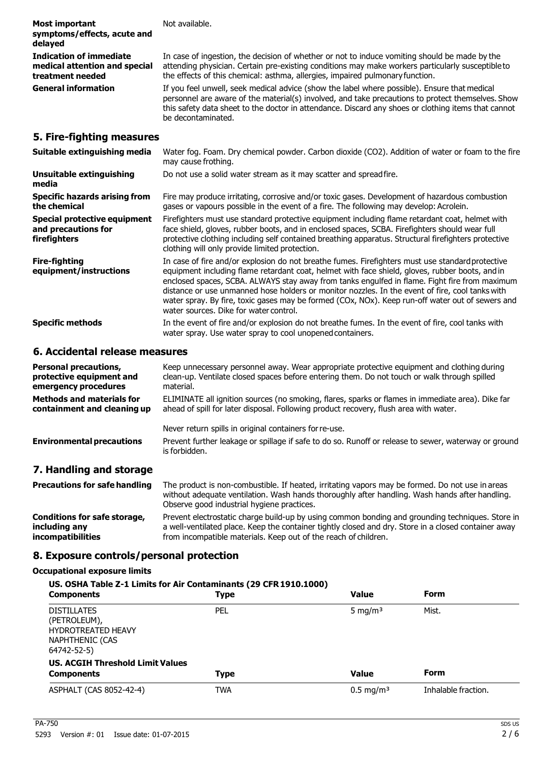**Most important symptoms/effects, acute and delayed**
Not available.

**Indication of immediate medical attention and special treatment needed**
In case of ingestion, the decision of whether or not to induce vomiting should be made by the attending physician. Certain pre-existing conditions may make workers particularly susceptible to the effects of this chemical: asthma, allergies, impaired pulmonary function.

**General information**
If you feel unwell, seek medical advice (show the label where possible). Ensure that medical personnel are aware of the material(s) involved, and take precautions to protect themselves. Show this safety data sheet to the doctor in attendance. Discard any shoes or clothing items that cannot be decontaminated.

## 5. Fire-fighting measures

**Suitable extinguishing media**
Water fog. Foam. Dry chemical powder. Carbon dioxide ($CO_2$). Addition of water or foam to the fire may cause frothing.

**Unsuitable extinguishing media**
Do not use a solid water stream as it may scatter and spread fire.

**Specific hazards arising from the chemical**
Fire may produce irritating, corrosive and/or toxic gases. Development of hazardous combustion gases or vapours possible in the event of a fire. The following may develop: Acrolein.

**Special protective equipment and precautions for firefighters**
Firefighters must use standard protective equipment including flame retardant coat, helmet with face shield, gloves, rubber boots, and in enclosed spaces, SCBA. Firefighters should wear full protective clothing including self contained breathing apparatus. Structural firefighters protective clothing will only provide limited protection.

**Fire-fighting equipment/instructions**
In case of fire and/or explosion do not breathe fumes. Firefighters must use standard protective equipment including flame retardant coat, helmet with face shield, gloves, rubber boots, and in enclosed spaces, SCBA. ALWAYS stay away from tanks engulfed in flame. Fight fire from maximum distance or use unmanned hose holders or monitor nozzles. In the event of fire, cool tanks with water spray. By fire, toxic gases may be formed (COx, NOx). Keep run-off water out of sewers and water sources. Dike for water control.

**Specific methods**
In the event of fire and/or explosion do not breathe fumes. In the event of fire, cool tanks with water spray. Use water spray to cool unopened containers.

## 6. Accidental release measures

**Personal precautions, protective equipment and emergency procedures**
Keep unnecessary personnel away. Wear appropriate protective equipment and clothing during clean-up. Ventilate closed spaces before entering them. Do not touch or walk through spilled material.

**Methods and materials for containment and cleaning up**
ELIMINATE all ignition sources (no smoking, flares, sparks or flames in immediate area). Dike far ahead of spill for later disposal. Following product recovery, flush area with water.

Never return spills in original containers for re-use.

**Environmental precautions**
Prevent further leakage or spillage if safe to do so. Runoff or release to sewer, waterway or ground is forbidden.

## 7. Handling and storage

**Precautions for safe handling**
The product is non-combustible. If heated, irritating vapors may be formed. Do not use in areas without adequate ventilation. Wash hands thoroughly after handling. Wash hands after handling. Observe good industrial hygiene practices.

**Conditions for safe storage, including any incompatibilities**
Prevent electrostatic charge build-up by using common bonding and grounding techniques. Store in a well-ventilated place. Keep the container tightly closed and dry. Store in a closed container away from incompatible materials. Keep out of the reach of children.

## 8. Exposure controls/personal protection

### Occupational exposure limits

**US. OSHA Table Z-1 Limits for Air Contaminants (29 CFR 1910.1000)**

| Components | Type | Value | Form |
|---|---|---|---|
| DISTILLATES (PETROLEUM), HYDROTREATED HEAVY NAPHTHENIC (CAS 64742-52-5) | PEL | 5 mg/m³ | Mist. |

**US. ACGIH Threshold Limit Values**

| Components | Type | Value | Form |
|---|---|---|---|
| ASPHALT (CAS 8052-42-4) | TWA | 0.5 mg/m³ | Inhalable fraction. |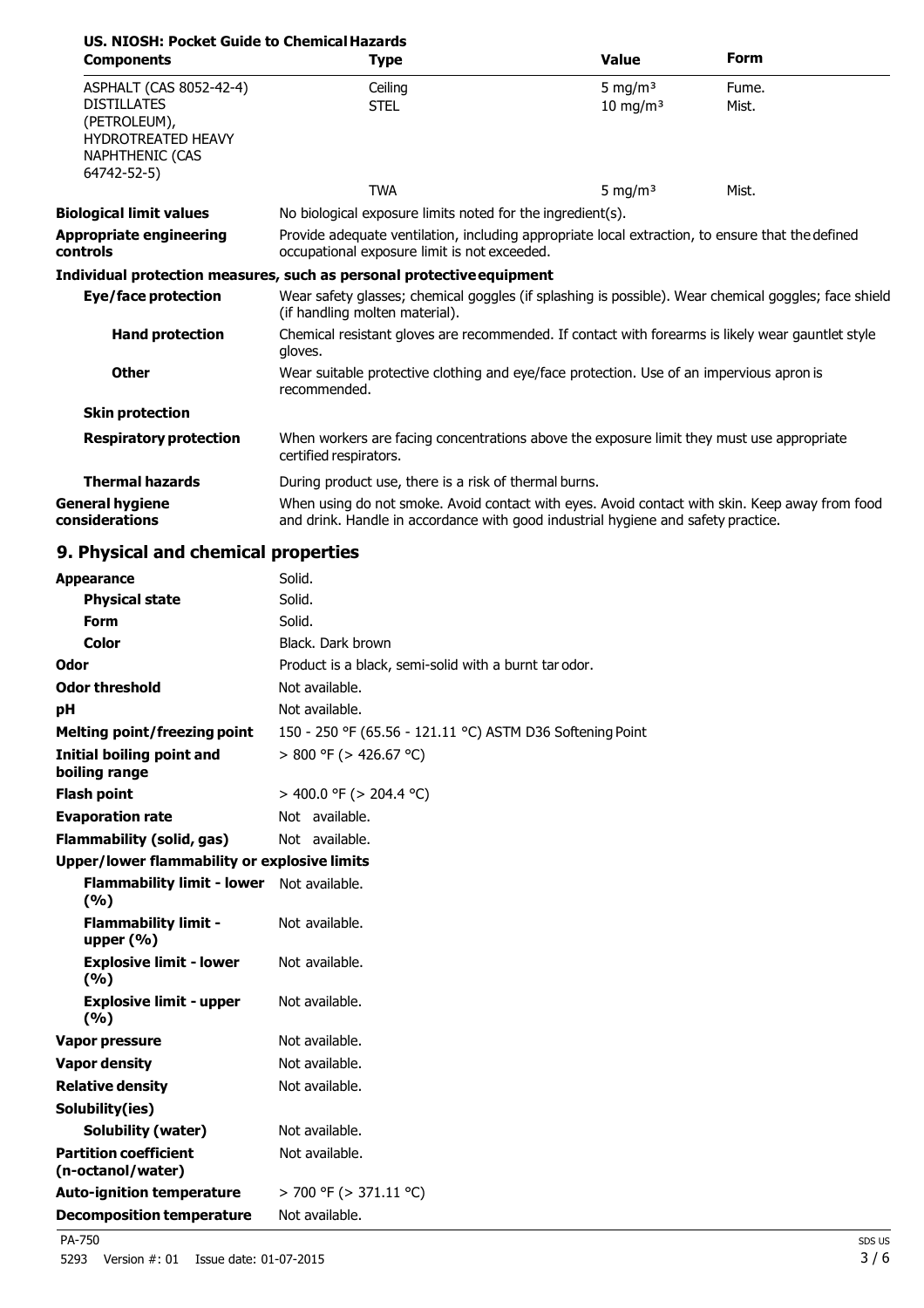**US. NIOSH: Pocket Guide to Chemical Hazards**

| Components | Type | Value | Form |
|---|---|---|---|
| ASPHALT (CAS 8052-42-4) | Ceiling | 5 mg/m³ | Fume. |
| DISTILLATES (PETROLEUM), HYDROTREATED HEAVY NAPHTHENIC (CAS 64742-52-5) | STEL | 10 mg/m³ | Mist. |
| | TWA | 5 mg/m³ | Mist. |

**Biological limit values** No biological exposure limits noted for the ingredient(s).

**Appropriate engineering controls** Provide adequate ventilation, including appropriate local extraction, to ensure that the defined occupational exposure limit is not exceeded.

**Individual protection measures, such as personal protective equipment**

**Eye/face protection** Wear safety glasses; chemical goggles (if splashing is possible). Wear chemical goggles; face shield (if handling molten material).

**Hand protection** Chemical resistant gloves are recommended. If contact with forearms is likely wear gauntlet style gloves.

**Other** Wear suitable protective clothing and eye/face protection. Use of an impervious apron is recommended.

**Skin protection**

**Respiratory protection** When workers are facing concentrations above the exposure limit they must use appropriate certified respirators.

**Thermal hazards** During product use, there is a risk of thermal burns.

**General hygiene considerations** When using do not smoke. Avoid contact with eyes. Avoid contact with skin. Keep away from food and drink. Handle in accordance with good industrial hygiene and safety practice.

## 9. Physical and chemical properties

| | |
|---|---|
| **Appearance** | Solid. |
| **Physical state** | Solid. |
| **Form** | Solid. |
| **Color** | Black. Dark brown |
| **Odor** | Product is a black, semi-solid with a burnt tar odor. |
| **Odor threshold** | Not available. |
| **pH** | Not available. |
| **Melting point/freezing point** | 150 - 250 °F (65.56 - 121.11 °C) ASTM D36 Softening Point |
| **Initial boiling point and boiling range** | > 800 °F (> 426.67 °C) |
| **Flash point** | > 400.0 °F (> 204.4 °C) |
| **Evaporation rate** | Not available. |
| **Flammability (solid, gas)** | Not available. |
| **Upper/lower flammability or explosive limits** | |
| **Flammability limit - lower (%)** | Not available. |
| **Flammability limit - upper (%)** | Not available. |
| **Explosive limit - lower (%)** | Not available. |
| **Explosive limit - upper (%)** | Not available. |
| **Vapor pressure** | Not available. |
| **Vapor density** | Not available. |
| **Relative density** | Not available. |
| **Solubility(ies)** | |
| **Solubility (water)** | Not available. |
| **Partition coefficient (n-octanol/water)** | Not available. |
| **Auto-ignition temperature** | > 700 °F (> 371.11 °C) |
| **Decomposition temperature** | Not available. |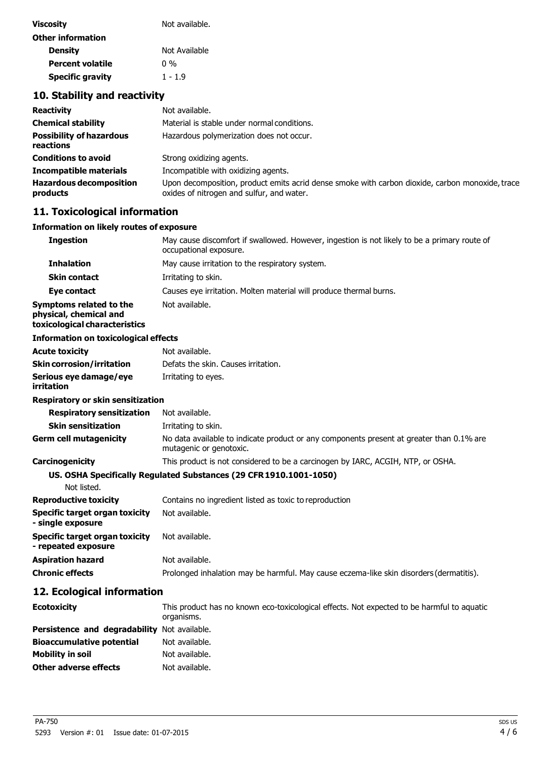| | |
|---|---|
| **Viscosity** | Not available. |
| **Other information** | |
| **Density** | Not Available |
| **Percent volatile** | 0 % |
| **Specific gravity** | 1 - 1.9 |

## 10. Stability and reactivity

| | |
|---|---|
| **Reactivity** | Not available. |
| **Chemical stability** | Material is stable under normal conditions. |
| **Possibility of hazardous reactions** | Hazardous polymerization does not occur. |
| **Conditions to avoid** | Strong oxidizing agents. |
| **Incompatible materials** | Incompatible with oxidizing agents. |
| **Hazardous decomposition products** | Upon decomposition, product emits acrid dense smoke with carbon dioxide, carbon monoxide, trace oxides of nitrogen and sulfur, and water. |

## 11. Toxicological information

**Information on likely routes of exposure**

| | |
|---|---|
| **Ingestion** | May cause discomfort if swallowed. However, ingestion is not likely to be a primary route of occupational exposure. |
| **Inhalation** | May cause irritation to the respiratory system. |
| **Skin contact** | Irritating to skin. |
| **Eye contact** | Causes eye irritation. Molten material will produce thermal burns. |
| **Symptoms related to the physical, chemical and toxicological characteristics** | Not available. |

**Information on toxicological effects**

| | |
|---|---|
| **Acute toxicity** | Not available. |
| **Skin corrosion/irritation** | Defats the skin. Causes irritation. |
| **Serious eye damage/eye irritation** | Irritating to eyes. |
| **Respiratory or skin sensitization** | |
| **Respiratory sensitization** | Not available. |
| **Skin sensitization** | Irritating to skin. |
| **Germ cell mutagenicity** | No data available to indicate product or any components present at greater than 0.1% are mutagenic or genotoxic. |
| **Carcinogenicity** | This product is not considered to be a carcinogen by IARC, ACGIH, NTP, or OSHA. |

**US. OSHA Specifically Regulated Substances (29 CFR 1910.1001-1050)**

Not listed.

| | |
|---|---|
| **Reproductive toxicity** | Contains no ingredient listed as toxic to reproduction |
| **Specific target organ toxicity - single exposure** | Not available. |
| **Specific target organ toxicity - repeated exposure** | Not available. |
| **Aspiration hazard** | Not available. |
| **Chronic effects** | Prolonged inhalation may be harmful. May cause eczema-like skin disorders (dermatitis). |

## 12. Ecological information

| | |
|---|---|
| **Ecotoxicity** | This product has no known eco-toxicological effects. Not expected to be harmful to aquatic organisms. |
| **Persistence and degradability** | Not available. |
| **Bioaccumulative potential** | Not available. |
| **Mobility in soil** | Not available. |
| **Other adverse effects** | Not available. |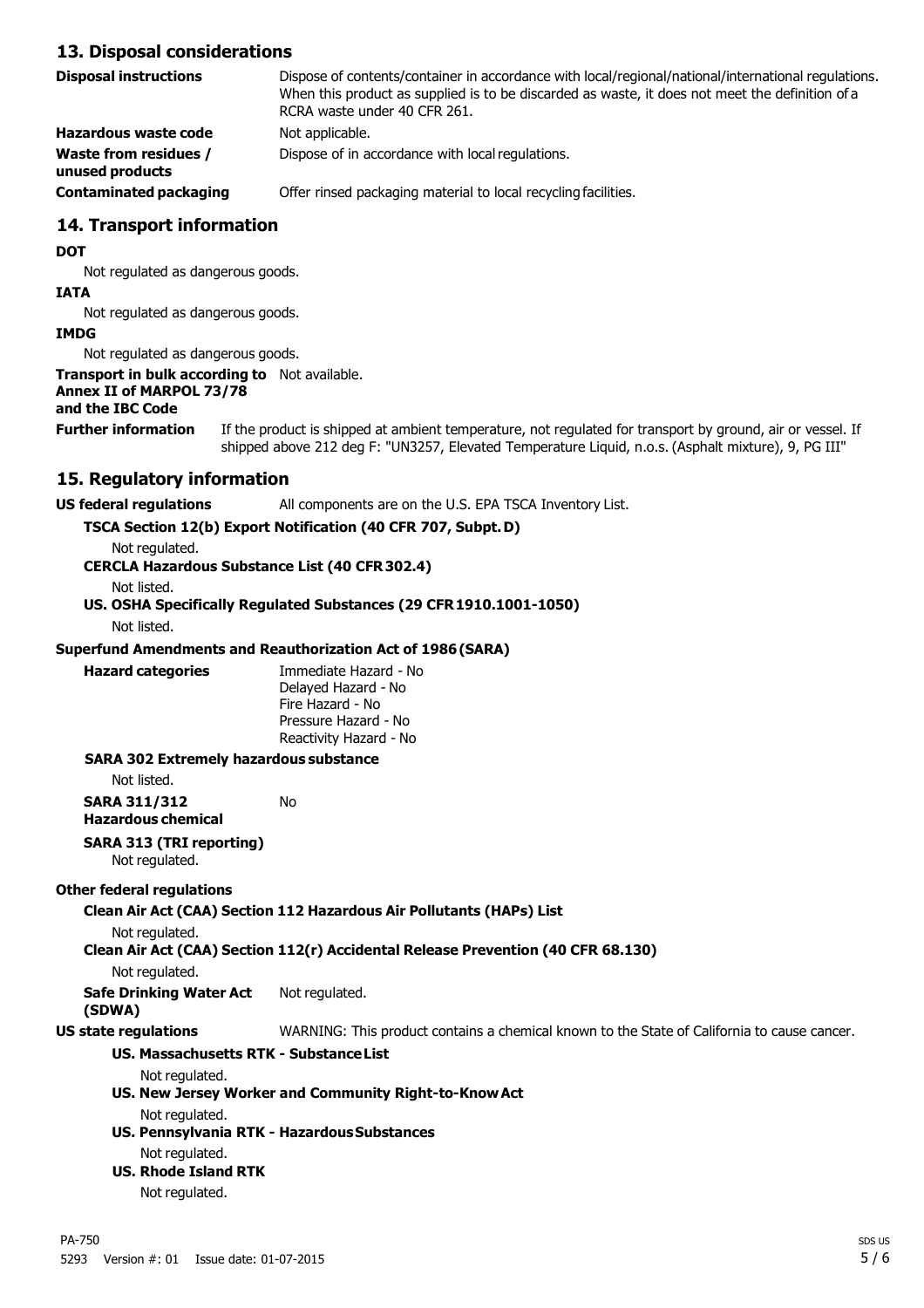## 13. Disposal considerations

| | |
|---|---|
| **Disposal instructions** | Dispose of contents/container in accordance with local/regional/national/international regulations. When this product as supplied is to be discarded as waste, it does not meet the definition of a RCRA waste under 40 CFR 261. |
| **Hazardous waste code** | Not applicable. |
| **Waste from residues / unused products** | Dispose of in accordance with local regulations. |
| **Contaminated packaging** | Offer rinsed packaging material to local recycling facilities. |

## 14. Transport information

**DOT**

Not regulated as dangerous goods.

**IATA**

Not regulated as dangerous goods.

**IMDG**

Not regulated as dangerous goods.

**Transport in bulk according to Annex II of MARPOL 73/78 and the IBC Code** Not available.

**Further information** If the product is shipped at ambient temperature, not regulated for transport by ground, air or vessel. If shipped above 212 deg F: "UN3257, Elevated Temperature Liquid, n.o.s. (Asphalt mixture), 9, PG III"

## 15. Regulatory information

**US federal regulations** All components are on the U.S. EPA TSCA Inventory List.

**TSCA Section 12(b) Export Notification (40 CFR 707, Subpt. D)**

Not regulated.

**CERCLA Hazardous Substance List (40 CFR 302.4)**

Not listed.

**US. OSHA Specifically Regulated Substances (29 CFR 1910.1001-1050)**

Not listed.

**Superfund Amendments and Reauthorization Act of 1986 (SARA)**

**Hazard categories**
Immediate Hazard - No
Delayed Hazard - No
Fire Hazard - No
Pressure Hazard - No
Reactivity Hazard - No

**SARA 302 Extremely hazardous substance**

Not listed.

**SARA 311/312 Hazardous chemical** No

**SARA 313 (TRI reporting)**

Not regulated.

**Other federal regulations**

**Clean Air Act (CAA) Section 112 Hazardous Air Pollutants (HAPs) List**

Not regulated.

**Clean Air Act (CAA) Section 112(r) Accidental Release Prevention (40 CFR 68.130)**

Not regulated.

**Safe Drinking Water Act (SDWA)** Not regulated.

**US state regulations** WARNING: This product contains a chemical known to the State of California to cause cancer.

**US. Massachusetts RTK - Substance List**

Not regulated.

**US. New Jersey Worker and Community Right-to-Know Act**

Not regulated.

**US. Pennsylvania RTK - Hazardous Substances**

Not regulated.

**US. Rhode Island RTK**

Not regulated.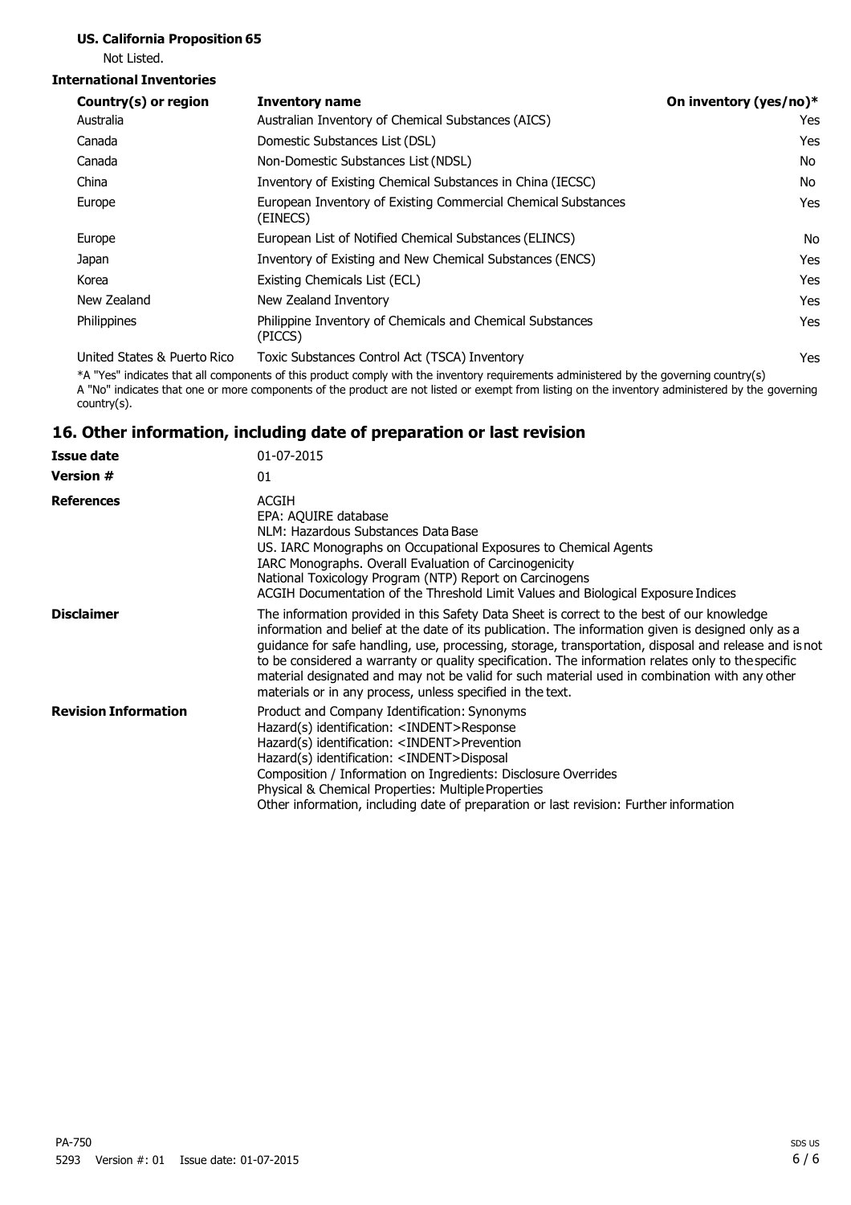**US. California Proposition 65**

Not Listed.

**International Inventories**

| Country(s) or region | Inventory name | On inventory (yes/no)* |
|---|---|---|
| Australia | Australian Inventory of Chemical Substances (AICS) | Yes |
| Canada | Domestic Substances List (DSL) | Yes |
| Canada | Non-Domestic Substances List (NDSL) | No |
| China | Inventory of Existing Chemical Substances in China (IECSC) | No |
| Europe | European Inventory of Existing Commercial Chemical Substances (EINECS) | Yes |
| Europe | European List of Notified Chemical Substances (ELINCS) | No |
| Japan | Inventory of Existing and New Chemical Substances (ENCS) | Yes |
| Korea | Existing Chemicals List (ECL) | Yes |
| New Zealand | New Zealand Inventory | Yes |
| Philippines | Philippine Inventory of Chemicals and Chemical Substances (PICCS) | Yes |
| United States & Puerto Rico | Toxic Substances Control Act (TSCA) Inventory | Yes |

*A "Yes" indicates that all components of this product comply with the inventory requirements administered by the governing country(s)
A "No" indicates that one or more components of the product are not listed or exempt from listing on the inventory administered by the governing country(s).

## 16. Other information, including date of preparation or last revision

| | |
|---|---|
| **Issue date** | 01-07-2015 |
| **Version #** | 01 |
| **References** | ACGIH<br>EPA: AQUIRE database<br>NLM: Hazardous Substances Data Base<br>US. IARC Monographs on Occupational Exposures to Chemical Agents<br>IARC Monographs. Overall Evaluation of Carcinogenicity<br>National Toxicology Program (NTP) Report on Carcinogens<br>ACGIH Documentation of the Threshold Limit Values and Biological Exposure Indices |
| **Disclaimer** | The information provided in this Safety Data Sheet is correct to the best of our knowledge information and belief at the date of its publication. The information given is designed only as a guidance for safe handling, use, processing, storage, transportation, disposal and release and is not to be considered a warranty or quality specification. The information relates only to the specific material designated and may not be valid for such material used in combination with any other materials or in any process, unless specified in the text. |
| **Revision Information** | Product and Company Identification: Synonyms<br>Hazard(s) identification: <INDENT>Response<br>Hazard(s) identification: <INDENT>Prevention<br>Hazard(s) identification: <INDENT>Disposal<br>Composition / Information on Ingredients: Disclosure Overrides<br>Physical & Chemical Properties: Multiple Properties<br>Other information, including date of preparation or last revision: Further information |